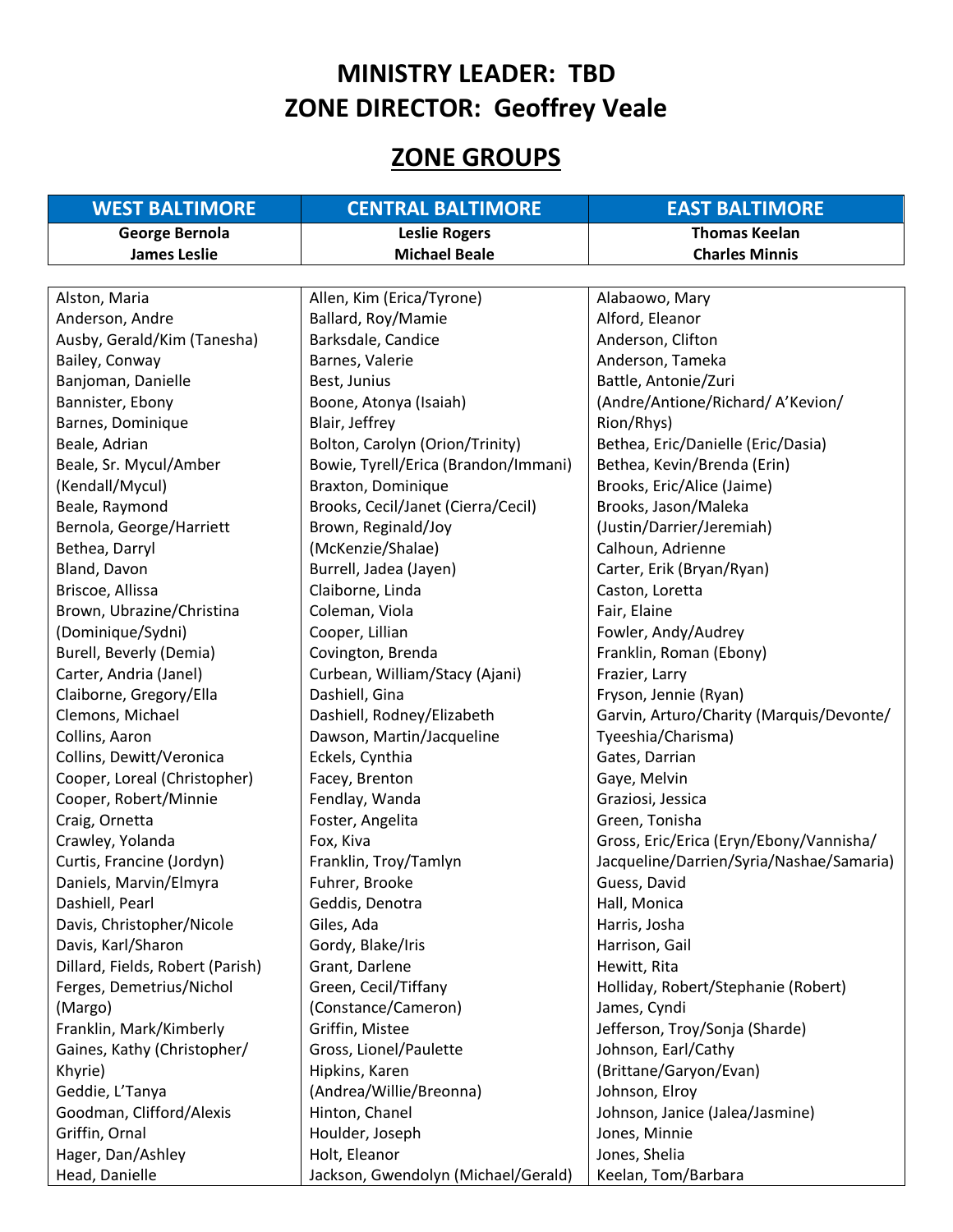# MINISTRY LEADER: TBD
# ZONE DIRECTOR: Geoffrey Veale

## ZONE GROUPS

| WEST BALTIMORE | CENTRAL BALTIMORE | EAST BALTIMORE |
|---|---|---|
| **George Bernola**<br>**James Leslie** | **Leslie Rogers**<br>**Michael Beale** | **Thomas Keelan**<br>**Charles Minnis** |

| WEST BALTIMORE | CENTRAL BALTIMORE | EAST BALTIMORE |
|---|---|---|
| Alston, Maria | Allen, Kim (Erica/Tyrone) | Alabaowo, Mary |
| Anderson, Andre | Ballard, Roy/Mamie | Alford, Eleanor |
| Ausby, Gerald/Kim (Tanesha) | Barksdale, Candice | Anderson, Clifton |
| Bailey, Conway | Barnes, Valerie | Anderson, Tameka |
| Banjoman, Danielle | Best, Junius | Battle, Antonie/Zuri (Andre/Antione/Richard/ A'Kevion/ Rion/Rhys) |
| Bannister, Ebony | Boone, Atonya (Isaiah) | Bethea, Eric/Danielle (Eric/Dasia) |
| Barnes, Dominique | Blair, Jeffrey | Bethea, Kevin/Brenda (Erin) |
| Beale, Adrian | Bolton, Carolyn (Orion/Trinity) | Brooks, Eric/Alice (Jaime) |
| Beale, Sr. Mycul/Amber (Kendall/Mycul) | Bowie, Tyrell/Erica (Brandon/Immani) | Brooks, Jason/Maleka (Justin/Darrier/Jeremiah) |
| Beale, Raymond | Braxton, Dominique | Calhoun, Adrienne |
| Bernola, George/Harriett | Brooks, Cecil/Janet (Cierra/Cecil) | Carter, Erik (Bryan/Ryan) |
| Bethea, Darryl | Brown, Reginald/Joy (McKenzie/Shalae) | Caston, Loretta |
| Bland, Davon | Burrell, Jadea (Jayen) | Fair, Elaine |
| Briscoe, Allissa | Claiborne, Linda | Fowler, Andy/Audrey |
| Brown, Ubrazine/Christina (Dominique/Sydni) | Coleman, Viola | Franklin, Roman (Ebony) |
| Burell, Beverly (Demia) | Cooper, Lillian | Frazier, Larry |
| Carter, Andria (Janel) | Covington, Brenda | Fryson, Jennie (Ryan) |
| Claiborne, Gregory/Ella | Curbean, William/Stacy (Ajani) | Garvin, Arturo/Charity (Marquis/Devonte/ Tyeeshia/Charisma) |
| Clemons, Michael | Dashiell, Gina | Gates, Darrian |
| Collins, Aaron | Dashiell, Rodney/Elizabeth | Gaye, Melvin |
| Collins, Dewitt/Veronica | Dawson, Martin/Jacqueline | Graziosi, Jessica |
| Cooper, Loreal (Christopher) | Eckels, Cynthia | Green, Tonisha |
| Cooper, Robert/Minnie | Facey, Brenton | Gross, Eric/Erica (Eryn/Ebony/Vannisha/ Jacqueline/Darrien/Syria/Nashae/Samaria) |
| Craig, Ornetta | Fendlay, Wanda | Guess, David |
| Crawley, Yolanda | Foster, Angelita | Hall, Monica |
| Curtis, Francine (Jordyn) | Fox, Kiva | Harris, Josha |
| Daniels, Marvin/Elmyra | Franklin, Troy/Tamlyn | Harrison, Gail |
| Dashiell, Pearl | Fuhrer, Brooke | Hewitt, Rita |
| Davis, Christopher/Nicole | Geddis, Denotra | Holliday, Robert/Stephanie (Robert) |
| Davis, Karl/Sharon | Giles, Ada | James, Cyndi |
| Dillard, Fields, Robert (Parish) | Gordy, Blake/Iris | Jefferson, Troy/Sonja (Sharde) |
| Ferges, Demetrius/Nichol (Margo) | Grant, Darlene | Johnson, Earl/Cathy (Brittane/Garyon/Evan) |
| Franklin, Mark/Kimberly | Green, Cecil/Tiffany (Constance/Cameron) | Johnson, Elroy |
| Gaines, Kathy (Christopher/ Khyrie) | Griffin, Mistee | Johnson, Janice (Jalea/Jasmine) |
| Geddie, L'Tanya | Gross, Lionel/Paulette | Jones, Minnie |
| Goodman, Clifford/Alexis | Hipkins, Karen (Andrea/Willie/Breonna) | Jones, Shelia |
| Griffin, Ornal | Hinton, Chanel | Keelan, Tom/Barbara |
| Hager, Dan/Ashley | Houlder, Joseph | |
| Head, Danielle | Holt, Eleanor | |
| | Jackson, Gwendolyn (Michael/Gerald) | |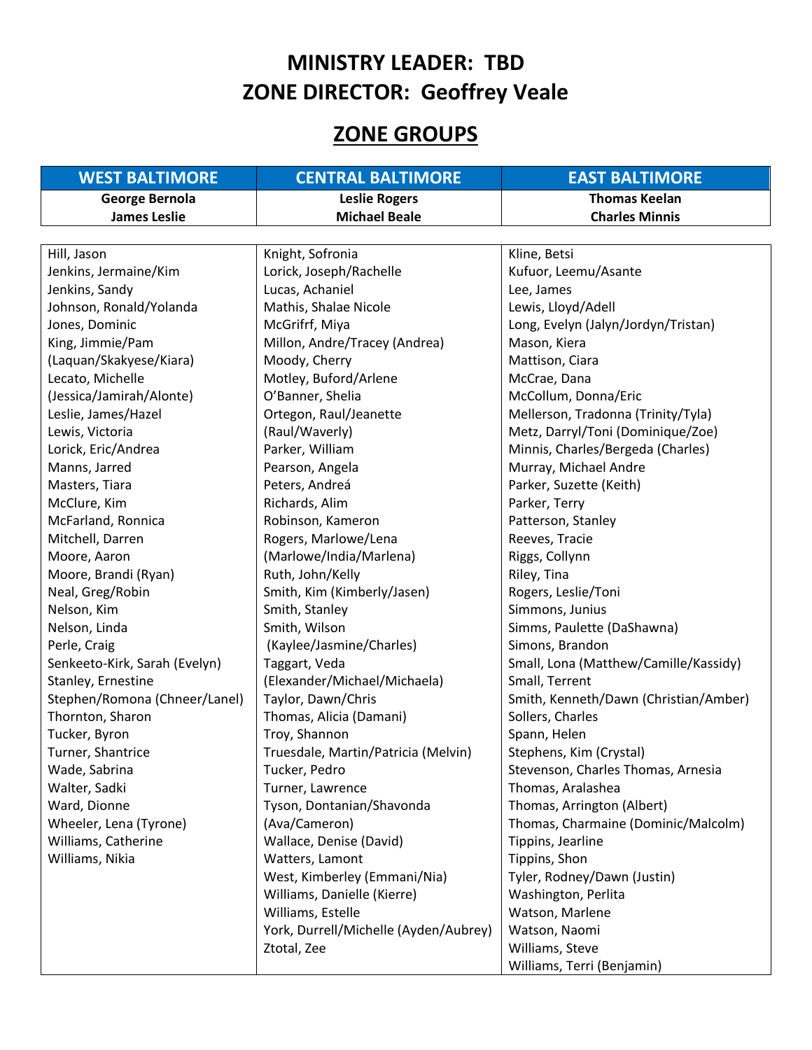# MINISTRY LEADER: TBD
# ZONE DIRECTOR: Geoffrey Veale

## ZONE GROUPS

| WEST BALTIMORE | CENTRAL BALTIMORE | EAST BALTIMORE |
|---|---|---|
| **George Bernola**<br>**James Leslie** | **Leslie Rogers**<br>**Michael Beale** | **Thomas Keelan**<br>**Charles Minnis** |
| Hill, Jason | Knight, Sofronia | Kline, Betsi |
| Jenkins, Jermaine/Kim | Lorick, Joseph/Rachelle | Kufuor, Leemu/Asante |
| Jenkins, Sandy | Lucas, Achaniel | Lee, James |
| Johnson, Ronald/Yolanda | Mathis, Shalae Nicole | Lewis, Lloyd/Adell |
| Jones, Dominic | McGrifrf, Miya | Long, Evelyn (Jalyn/Jordyn/Tristan) |
| King, Jimmie/Pam | Millon, Andre/Tracey (Andrea) | Mason, Kiera |
| (Laquan/Skakyese/Kiara) | Moody, Cherry | Mattison, Ciara |
| Lecato, Michelle | Motley, Buford/Arlene | McCrae, Dana |
| (Jessica/Jamirah/Alonte) | O'Banner, Shelia | McCollum, Donna/Eric |
| Leslie, James/Hazel | Ortegon, Raul/Jeanette | Mellerson, Tradonna (Trinity/Tyla) |
| Lewis, Victoria | (Raul/Waverly) | Metz, Darryl/Toni (Dominique/Zoe) |
| Lorick, Eric/Andrea | Parker, William | Minnis, Charles/Bergeda (Charles) |
| Manns, Jarred | Pearson, Angela | Murray, Michael Andre |
| Masters, Tiara | Peters, Andreá | Parker, Suzette (Keith) |
| McClure, Kim | Richards, Alim | Parker, Terry |
| McFarland, Ronnica | Robinson, Kameron | Patterson, Stanley |
| Mitchell, Darren | Rogers, Marlowe/Lena | Reeves, Tracie |
| Moore, Aaron | (Marlowe/India/Marlena) | Riggs, Collynn |
| Moore, Brandi (Ryan) | Ruth, John/Kelly | Riley, Tina |
| Neal, Greg/Robin | Smith, Kim (Kimberly/Jasen) | Rogers, Leslie/Toni |
| Nelson, Kim | Smith, Stanley | Simmons, Junius |
| Nelson, Linda | Smith, Wilson | Simms, Paulette (DaShawna) |
| Perle, Craig | (Kaylee/Jasmine/Charles) | Simons, Brandon |
| Senkeeto-Kirk, Sarah (Evelyn) | Taggart, Veda | Small, Lona (Matthew/Camille/Kassidy) |
| Stanley, Ernestine | (Elexander/Michael/Michaela) | Small, Terrent |
| Stephen/Romona (Chneer/Lanel) | Taylor, Dawn/Chris | Smith, Kenneth/Dawn (Christian/Amber) |
| Thornton, Sharon | Thomas, Alicia (Damani) | Sollers, Charles |
| Tucker, Byron | Troy, Shannon | Spann, Helen |
| Turner, Shantrice | Truesdale, Martin/Patricia (Melvin) | Stephens, Kim (Crystal) |
| Wade, Sabrina | Tucker, Pedro | Stevenson, Charles Thomas, Arnesia |
| Walter, Sadki | Turner, Lawrence | Thomas, Aralashea |
| Ward, Dionne | Tyson, Dontanian/Shavonda | Thomas, Arrington (Albert) |
| Wheeler, Lena (Tyrone) | (Ava/Cameron) | Thomas, Charmaine (Dominic/Malcolm) |
| Williams, Catherine | Wallace, Denise (David) | Tippins, Jearline |
| Williams, Nikia | Watters, Lamont | Tippins, Shon |
| | West, Kimberley (Emmani/Nia) | Tyler, Rodney/Dawn (Justin) |
| | Williams, Danielle (Kierre) | Washington, Perlita |
| | Williams, Estelle | Watson, Marlene |
| | York, Durrell/Michelle (Ayden/Aubrey) | Watson, Naomi |
| | Ztotal, Zee | Williams, Steve |
| | | Williams, Terri (Benjamin) |